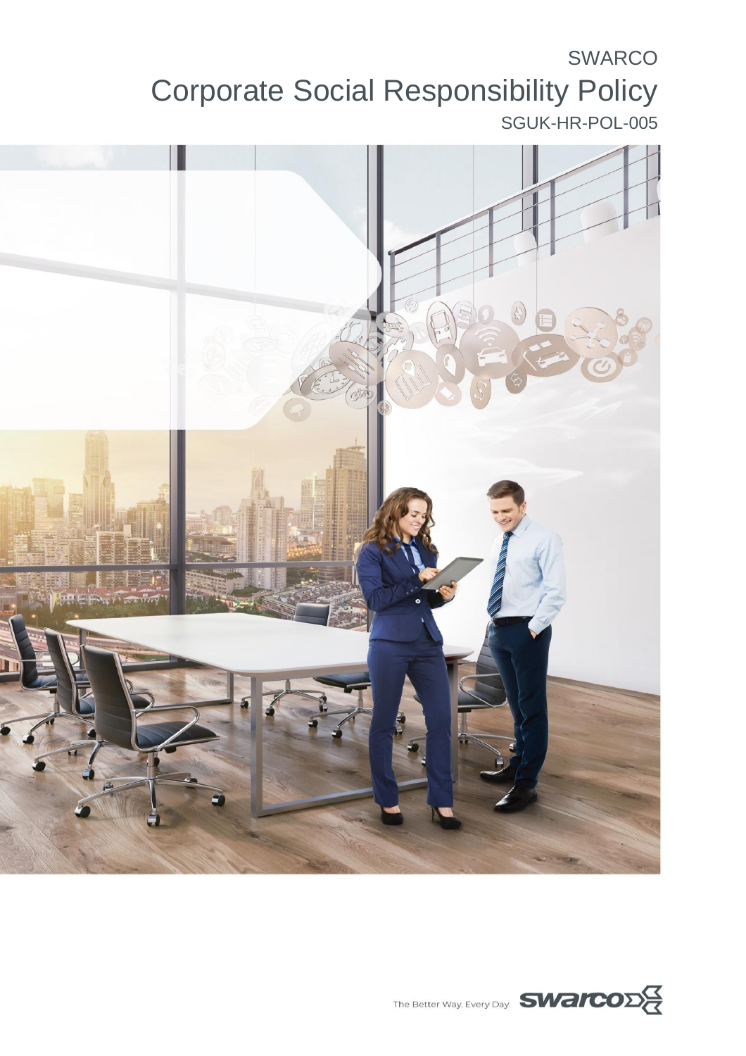SWARCO

# Corporate Social Responsibility Policy

SGUK-HR-POL-005

The Better Way. Every Day.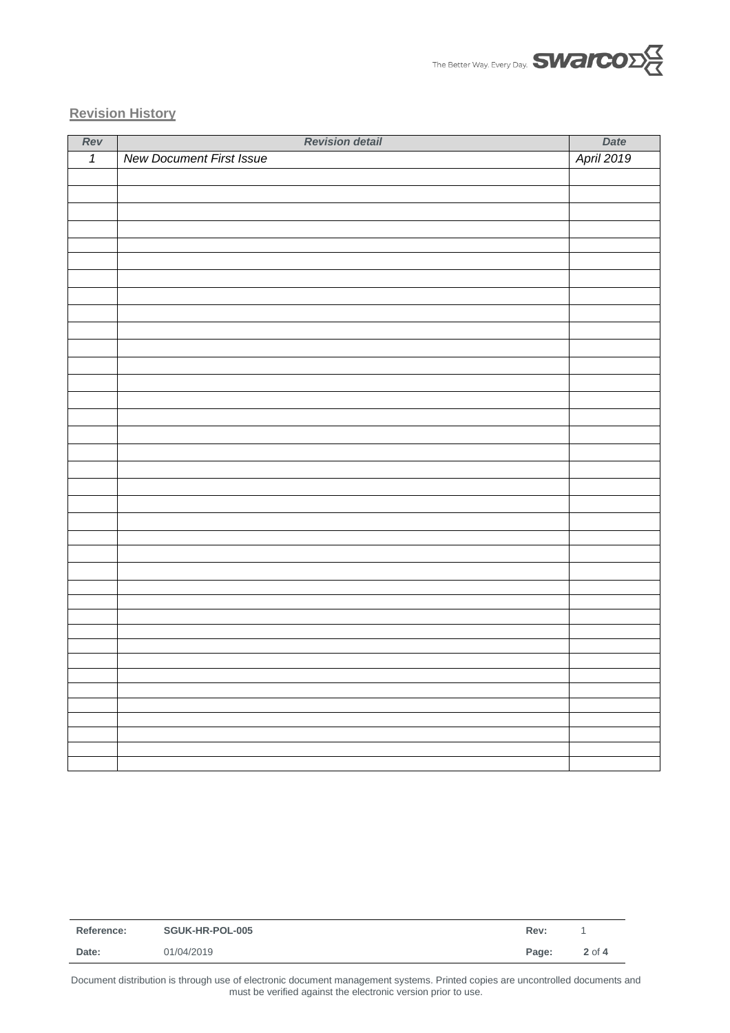## Revision History

| *Rev* | *Revision detail* | *Date* |
|---|---|---|
| *1* | *New Document First Issue* | *April 2019* |
| | | |
| | | |
| | | |
| | | |
| | | |
| | | |
| | | |
| | | |
| | | |
| | | |
| | | |
| | | |
| | | |
| | | |
| | | |
| | | |
| | | |
| | | |
| | | |
| | | |
| | | |
| | | |
| | | |
| | | |
| | | |
| | | |
| | | |
| | | |
| | | |
| | | |
| | | |
| | | |
| | | |
| | | |
| | | |
| | | |
| | | |

| **Reference:** | **SGUK-HR-POL-005** | **Rev:** | 1 |
|---|---|---|---|
| **Date:** | 01/04/2019 | **Page:** | **2** of **4** |

Document distribution is through use of electronic document management systems. Printed copies are uncontrolled documents and must be verified against the electronic version prior to use.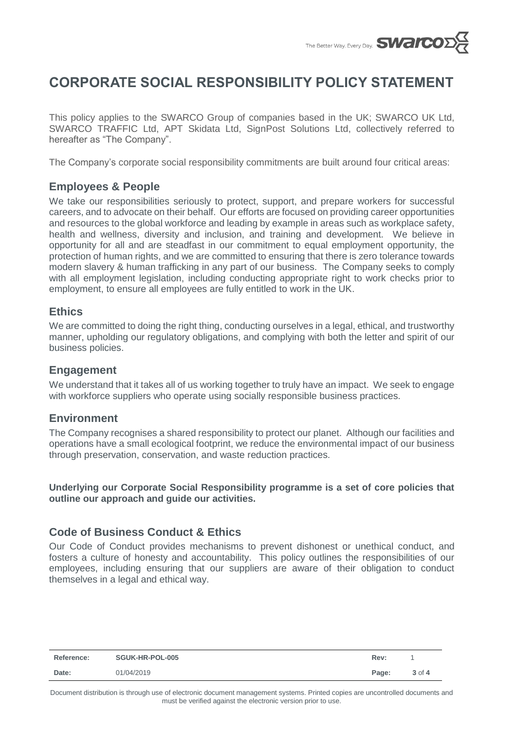# CORPORATE SOCIAL RESPONSIBILITY POLICY STATEMENT

This policy applies to the SWARCO Group of companies based in the UK; SWARCO UK Ltd, SWARCO TRAFFIC Ltd, APT Skidata Ltd, SignPost Solutions Ltd, collectively referred to hereafter as "The Company".

The Company's corporate social responsibility commitments are built around four critical areas:

## Employees & People

We take our responsibilities seriously to protect, support, and prepare workers for successful careers, and to advocate on their behalf. Our efforts are focused on providing career opportunities and resources to the global workforce and leading by example in areas such as workplace safety, health and wellness, diversity and inclusion, and training and development. We believe in opportunity for all and are steadfast in our commitment to equal employment opportunity, the protection of human rights, and we are committed to ensuring that there is zero tolerance towards modern slavery & human trafficking in any part of our business. The Company seeks to comply with all employment legislation, including conducting appropriate right to work checks prior to employment, to ensure all employees are fully entitled to work in the UK.

## Ethics

We are committed to doing the right thing, conducting ourselves in a legal, ethical, and trustworthy manner, upholding our regulatory obligations, and complying with both the letter and spirit of our business policies.

## Engagement

We understand that it takes all of us working together to truly have an impact. We seek to engage with workforce suppliers who operate using socially responsible business practices.

## Environment

The Company recognises a shared responsibility to protect our planet. Although our facilities and operations have a small ecological footprint, we reduce the environmental impact of our business through preservation, conservation, and waste reduction practices.

**Underlying our Corporate Social Responsibility programme is a set of core policies that outline our approach and guide our activities.**

## Code of Business Conduct & Ethics

Our Code of Conduct provides mechanisms to prevent dishonest or unethical conduct, and fosters a culture of honesty and accountability. This policy outlines the responsibilities of our employees, including ensuring that our suppliers are aware of their obligation to conduct themselves in a legal and ethical way.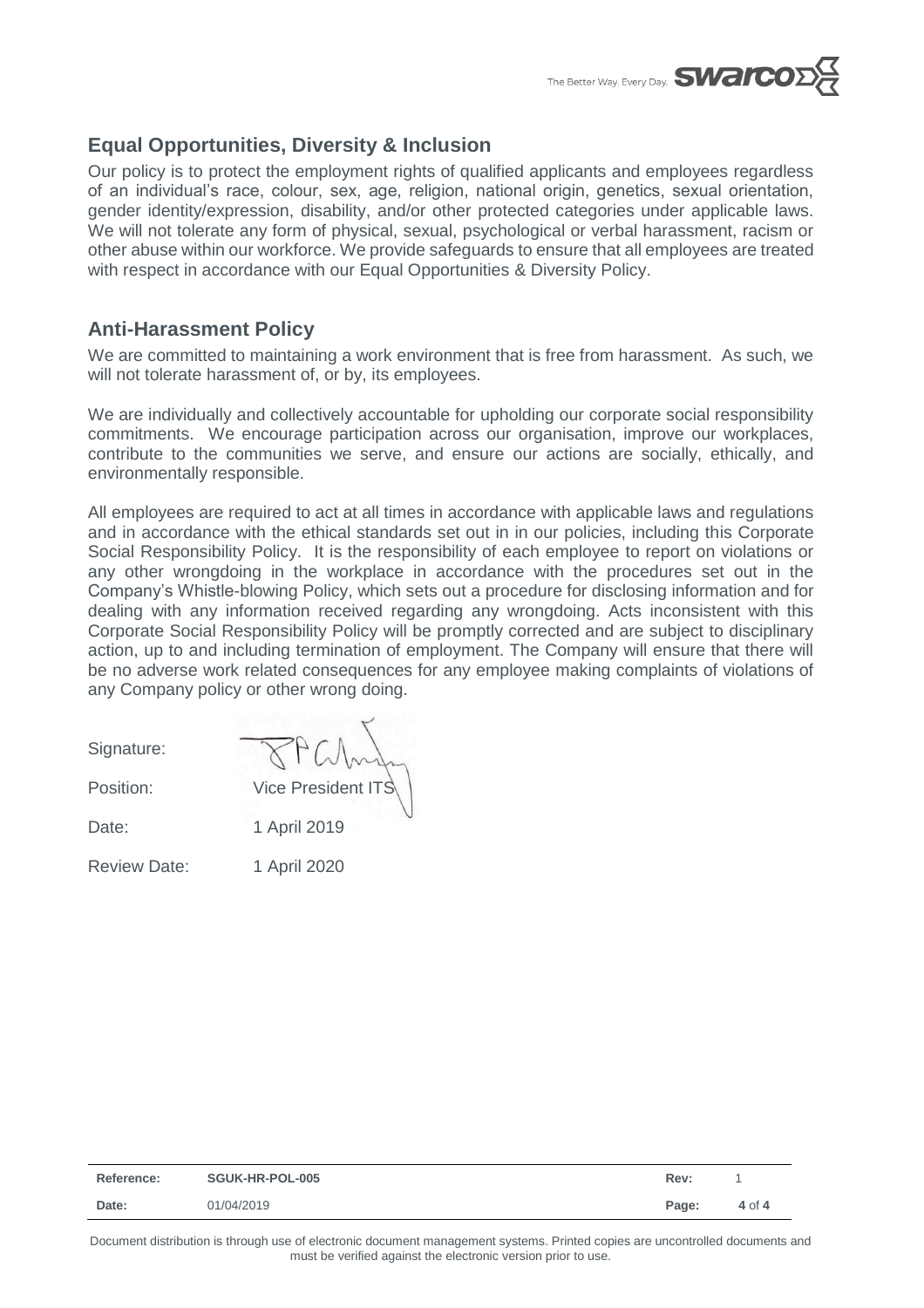## Equal Opportunities, Diversity & Inclusion

Our policy is to protect the employment rights of qualified applicants and employees regardless of an individual's race, colour, sex, age, religion, national origin, genetics, sexual orientation, gender identity/expression, disability, and/or other protected categories under applicable laws. We will not tolerate any form of physical, sexual, psychological or verbal harassment, racism or other abuse within our workforce. We provide safeguards to ensure that all employees are treated with respect in accordance with our Equal Opportunities & Diversity Policy.

## Anti-Harassment Policy

We are committed to maintaining a work environment that is free from harassment. As such, we will not tolerate harassment of, or by, its employees.

We are individually and collectively accountable for upholding our corporate social responsibility commitments. We encourage participation across our organisation, improve our workplaces, contribute to the communities we serve, and ensure our actions are socially, ethically, and environmentally responsible.

All employees are required to act at all times in accordance with applicable laws and regulations and in accordance with the ethical standards set out in in our policies, including this Corporate Social Responsibility Policy. It is the responsibility of each employee to report on violations or any other wrongdoing in the workplace in accordance with the procedures set out in the Company's Whistle-blowing Policy, which sets out a procedure for disclosing information and for dealing with any information received regarding any wrongdoing. Acts inconsistent with this Corporate Social Responsibility Policy will be promptly corrected and are subject to disciplinary action, up to and including termination of employment. The Company will ensure that there will be no adverse work related consequences for any employee making complaints of violations of any Company policy or other wrong doing.

Signature:

Position: Vice President ITS

Date: 1 April 2019

Review Date: 1 April 2020

| | | | |
|---|---|---|---|
| **Reference:** | **SGUK-HR-POL-005** | **Rev:** | 1 |
| **Date:** | 01/04/2019 | **Page:** | **4** of **4** |

Document distribution is through use of electronic document management systems. Printed copies are uncontrolled documents and must be verified against the electronic version prior to use.